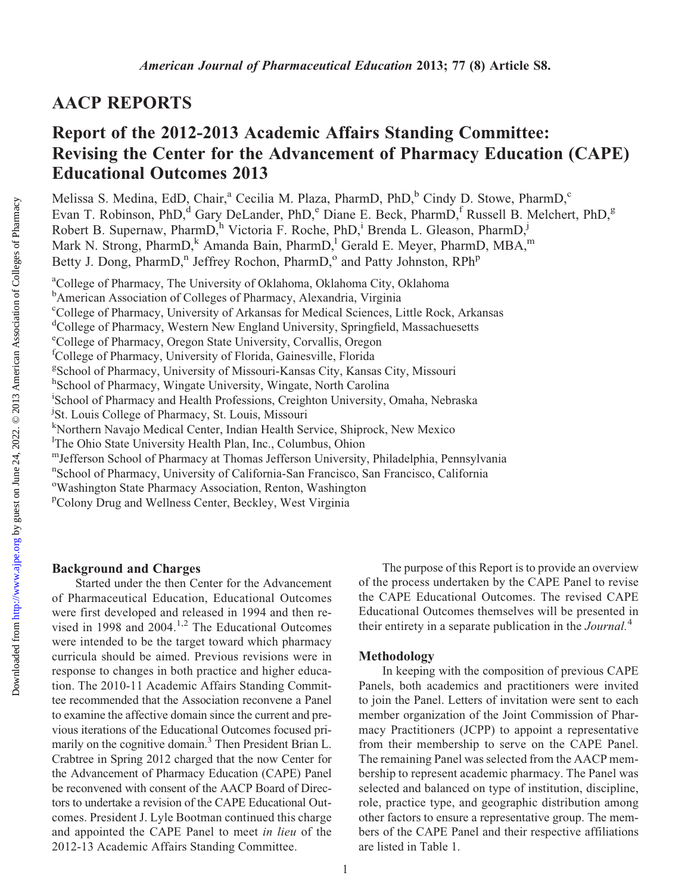# AACP REPORTS

## Report of the 2012-2013 Academic Affairs Standing Committee: Revising the Center for the Advancement of Pharmacy Education (CAPE) Educational Outcomes 2013

Melissa S. Medina, EdD, Chair,[a] Cecilia M. Plaza, PharmD, PhD,[b] Cindy D. Stowe, PharmD,[c] Evan T. Robinson, PhD,[d] Gary DeLander, PhD,[e] Diane E. Beck, PharmD,[f] Russell B. Melchert, PhD,[g] Robert B. Supernaw, PharmD,[h] Victoria F. Roche, PhD,[i] Brenda L. Gleason, PharmD,[j] Mark N. Strong, PharmD,[k] Amanda Bain, PharmD,[l] Gerald E. Meyer, PharmD, MBA,[m] Betty J. Dong, PharmD,[n] Jeffrey Rochon, PharmD,[o] and Patty Johnston, RPh[p]

[a]College of Pharmacy, The University of Oklahoma, Oklahoma City, Oklahoma
[b]American Association of Colleges of Pharmacy, Alexandria, Virginia
[c]College of Pharmacy, University of Arkansas for Medical Sciences, Little Rock, Arkansas
[d]College of Pharmacy, Western New England University, Springfield, Massachuesetts
[e]College of Pharmacy, Oregon State University, Corvallis, Oregon
[f]College of Pharmacy, University of Florida, Gainesville, Florida
[g]School of Pharmacy, University of Missouri-Kansas City, Kansas City, Missouri
[h]School of Pharmacy, Wingate University, Wingate, North Carolina
[i]School of Pharmacy and Health Professions, Creighton University, Omaha, Nebraska
[j]St. Louis College of Pharmacy, St. Louis, Missouri
[k]Northern Navajo Medical Center, Indian Health Service, Shiprock, New Mexico
[l]The Ohio State University Health Plan, Inc., Columbus, Ohion
[m]Jefferson School of Pharmacy at Thomas Jefferson University, Philadelphia, Pennsylvania
[n]School of Pharmacy, University of California-San Francisco, San Francisco, California
[o]Washington State Pharmacy Association, Renton, Washington
[p]Colony Drug and Wellness Center, Beckley, West Virginia

### Background and Charges

Started under the then Center for the Advancement of Pharmaceutical Education, Educational Outcomes were first developed and released in 1994 and then revised in 1998 and 2004.[1,2] The Educational Outcomes were intended to be the target toward which pharmacy curricula should be aimed. Previous revisions were in response to changes in both practice and higher education. The 2010-11 Academic Affairs Standing Committee recommended that the Association reconvene a Panel to examine the affective domain since the current and previous iterations of the Educational Outcomes focused primarily on the cognitive domain.[3] Then President Brian L. Crabtree in Spring 2012 charged that the now Center for the Advancement of Pharmacy Education (CAPE) Panel be reconvened with consent of the AACP Board of Directors to undertake a revision of the CAPE Educational Outcomes. President J. Lyle Bootman continued this charge and appointed the CAPE Panel to meet *in lieu* of the 2012-13 Academic Affairs Standing Committee.

The purpose of this Report is to provide an overview of the process undertaken by the CAPE Panel to revise the CAPE Educational Outcomes. The revised CAPE Educational Outcomes themselves will be presented in their entirety in a separate publication in the *Journal.*[4]

### Methodology

In keeping with the composition of previous CAPE Panels, both academics and practitioners were invited to join the Panel. Letters of invitation were sent to each member organization of the Joint Commission of Pharmacy Practitioners (JCPP) to appoint a representative from their membership to serve on the CAPE Panel. The remaining Panel was selected from the AACP membership to represent academic pharmacy. The Panel was selected and balanced on type of institution, discipline, role, practice type, and geographic distribution among other factors to ensure a representative group. The members of the CAPE Panel and their respective affiliations are listed in Table 1.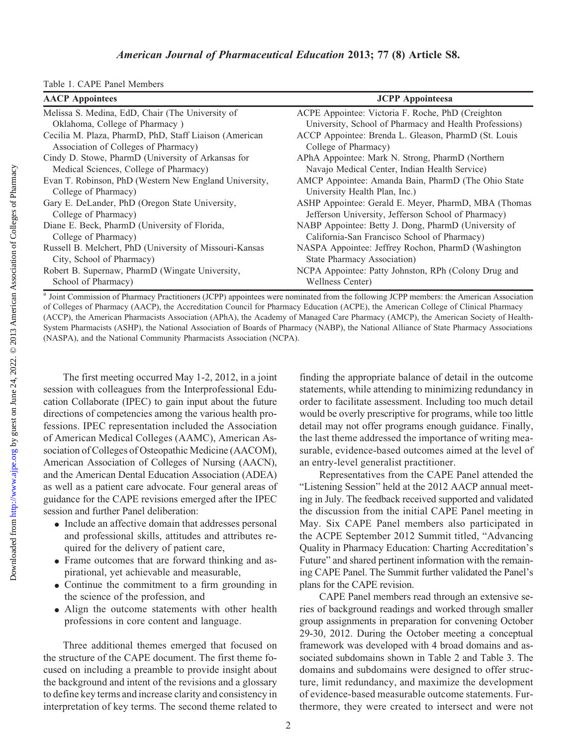Table 1. CAPE Panel Members

| AACP Appointees | JCPP Appointees[a] |
| --- | --- |
| Melissa S. Medina, EdD, Chair (The University of Oklahoma, College of Pharmacy ) | ACPE Appointee: Victoria F. Roche, PhD (Creighton University, School of Pharmacy and Health Professions) |
| Cecilia M. Plaza, PharmD, PhD, Staff Liaison (American Association of Colleges of Pharmacy) | ACCP Appointee: Brenda L. Gleason, PharmD (St. Louis College of Pharmacy) |
| Cindy D. Stowe, PharmD (University of Arkansas for Medical Sciences, College of Pharmacy) | APhA Appointee: Mark N. Strong, PharmD (Northern Navajo Medical Center, Indian Health Service) |
| Evan T. Robinson, PhD (Western New England University, College of Pharmacy) | AMCP Appointee: Amanda Bain, PharmD (The Ohio State University Health Plan, Inc.) |
| Gary E. DeLander, PhD (Oregon State University, College of Pharmacy) | ASHP Appointee: Gerald E. Meyer, PharmD, MBA (Thomas Jefferson University, Jefferson School of Pharmacy) |
| Diane E. Beck, PharmD (University of Florida, College of Pharmacy) | NABP Appointee: Betty J. Dong, PharmD (University of California-San Francisco School of Pharmacy) |
| Russell B. Melchert, PhD (University of Missouri-Kansas City, School of Pharmacy) | NASPA Appointee: Jeffrey Rochon, PharmD (Washington State Pharmacy Association) |
| Robert B. Supernaw, PharmD (Wingate University, School of Pharmacy) | NCPA Appointee: Patty Johnston, RPh (Colony Drug and Wellness Center) |

[a] Joint Commission of Pharmacy Practitioners (JCPP) appointees were nominated from the following JCPP members: the American Association of Colleges of Pharmacy (AACP), the Accreditation Council for Pharmacy Education (ACPE), the American College of Clinical Pharmacy (ACCP), the American Pharmacists Association (APhA), the Academy of Managed Care Pharmacy (AMCP), the American Society of Health-System Pharmacists (ASHP), the National Association of Boards of Pharmacy (NABP), the National Alliance of State Pharmacy Associations (NASPA), and the National Community Pharmacists Association (NCPA).

The first meeting occurred May 1-2, 2012, in a joint session with colleagues from the Interprofessional Education Collaborate (IPEC) to gain input about the future directions of competencies among the various health professions. IPEC representation included the Association of American Medical Colleges (AAMC), American Association of Colleges of Osteopathic Medicine (AACOM), American Association of Colleges of Nursing (AACN), and the American Dental Education Association (ADEA) as well as a patient care advocate. Four general areas of guidance for the CAPE revisions emerged after the IPEC session and further Panel deliberation:

- Include an affective domain that addresses personal and professional skills, attitudes and attributes required for the delivery of patient care,
- Frame outcomes that are forward thinking and aspirational, yet achievable and measurable,
- Continue the commitment to a firm grounding in the science of the profession, and
- Align the outcome statements with other health professions in core content and language.

Three additional themes emerged that focused on the structure of the CAPE document. The first theme focused on including a preamble to provide insight about the background and intent of the revisions and a glossary to define key terms and increase clarity and consistency in interpretation of key terms. The second theme related to finding the appropriate balance of detail in the outcome statements, while attending to minimizing redundancy in order to facilitate assessment. Including too much detail would be overly prescriptive for programs, while too little detail may not offer programs enough guidance. Finally, the last theme addressed the importance of writing measurable, evidence-based outcomes aimed at the level of an entry-level generalist practitioner.

Representatives from the CAPE Panel attended the "Listening Session" held at the 2012 AACP annual meeting in July. The feedback received supported and validated the discussion from the initial CAPE Panel meeting in May. Six CAPE Panel members also participated in the ACPE September 2012 Summit titled, "Advancing Quality in Pharmacy Education: Charting Accreditation's Future" and shared pertinent information with the remaining CAPE Panel. The Summit further validated the Panel's plans for the CAPE revision.

CAPE Panel members read through an extensive series of background readings and worked through smaller group assignments in preparation for convening October 29-30, 2012. During the October meeting a conceptual framework was developed with 4 broad domains and associated subdomains shown in Table 2 and Table 3. The domains and subdomains were designed to offer structure, limit redundancy, and maximize the development of evidence-based measurable outcome statements. Furthermore, they were created to intersect and were not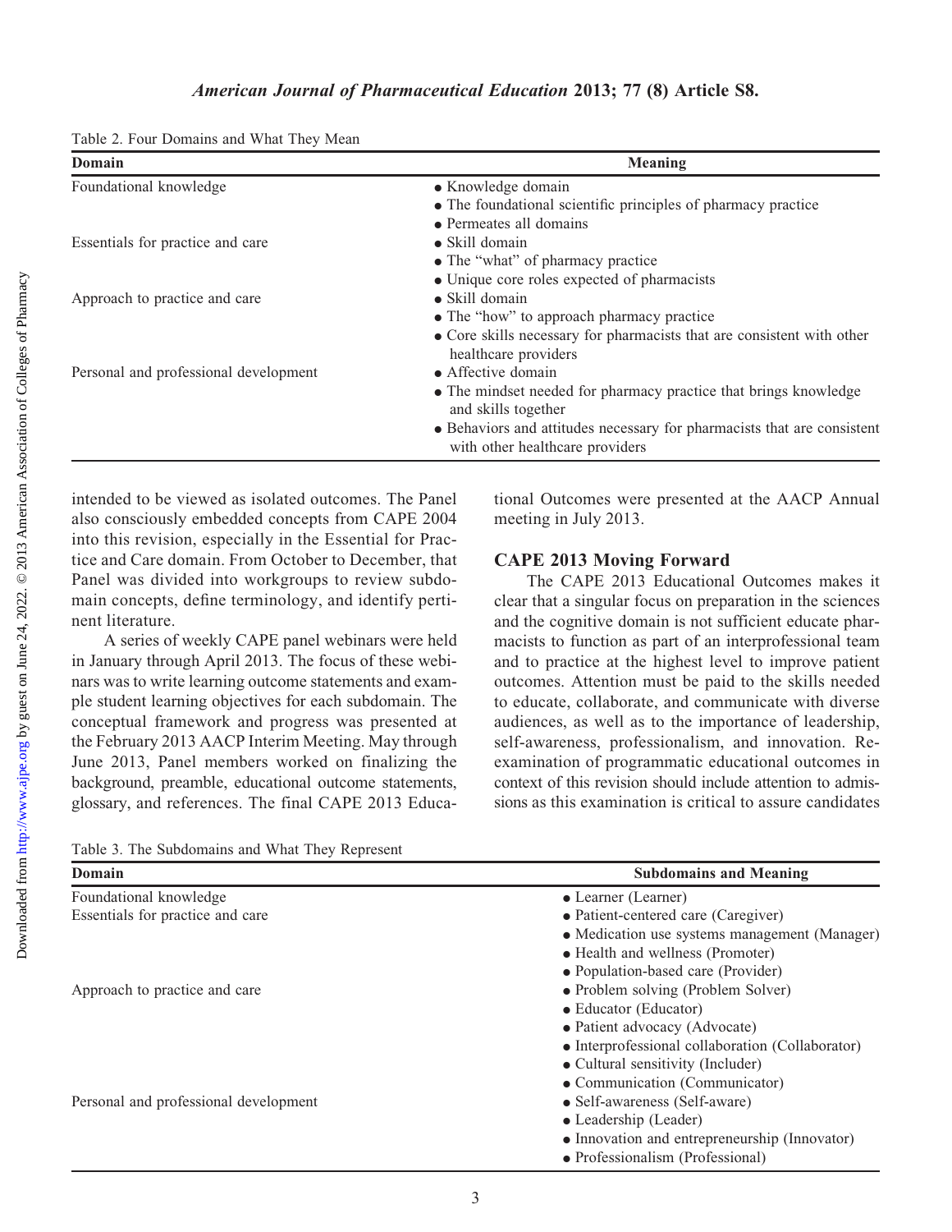Table 2. Four Domains and What They Mean

| Domain | Meaning |
|---|---|
| Foundational knowledge | • Knowledge domain<br>• The foundational scientific principles of pharmacy practice<br>• Permeates all domains |
| Essentials for practice and care | • Skill domain<br>• The "what" of pharmacy practice<br>• Unique core roles expected of pharmacists |
| Approach to practice and care | • Skill domain<br>• The "how" to approach pharmacy practice<br>• Core skills necessary for pharmacists that are consistent with other healthcare providers |
| Personal and professional development | • Affective domain<br>• The mindset needed for pharmacy practice that brings knowledge and skills together<br>• Behaviors and attitudes necessary for pharmacists that are consistent with other healthcare providers |

intended to be viewed as isolated outcomes. The Panel also consciously embedded concepts from CAPE 2004 into this revision, especially in the Essential for Practice and Care domain. From October to December, that Panel was divided into workgroups to review subdomain concepts, define terminology, and identify pertinent literature.

A series of weekly CAPE panel webinars were held in January through April 2013. The focus of these webinars was to write learning outcome statements and example student learning objectives for each subdomain. The conceptual framework and progress was presented at the February 2013 AACP Interim Meeting. May through June 2013, Panel members worked on finalizing the background, preamble, educational outcome statements, glossary, and references. The final CAPE 2013 Educational Outcomes were presented at the AACP Annual meeting in July 2013.

## CAPE 2013 Moving Forward

The CAPE 2013 Educational Outcomes makes it clear that a singular focus on preparation in the sciences and the cognitive domain is not sufficient educate pharmacists to function as part of an interprofessional team and to practice at the highest level to improve patient outcomes. Attention must be paid to the skills needed to educate, collaborate, and communicate with diverse audiences, as well as to the importance of leadership, self-awareness, professionalism, and innovation. Re-examination of programmatic educational outcomes in context of this revision should include attention to admissions as this examination is critical to assure candidates

Table 3. The Subdomains and What They Represent

| Domain | Subdomains and Meaning |
|---|---|
| Foundational knowledge | • Learner (Learner) |
| Essentials for practice and care | • Patient-centered care (Caregiver)<br>• Medication use systems management (Manager)<br>• Health and wellness (Promoter)<br>• Population-based care (Provider) |
| Approach to practice and care | • Problem solving (Problem Solver)<br>• Educator (Educator)<br>• Patient advocacy (Advocate)<br>• Interprofessional collaboration (Collaborator)<br>• Cultural sensitivity (Includer)<br>• Communication (Communicator) |
| Personal and professional development | • Self-awareness (Self-aware)<br>• Leadership (Leader)<br>• Innovation and entrepreneurship (Innovator)<br>• Professionalism (Professional) |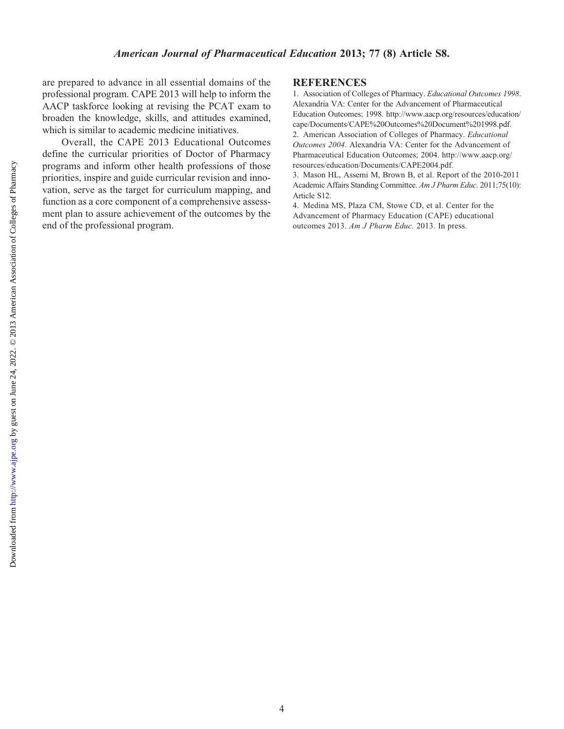are prepared to advance in all essential domains of the professional program. CAPE 2013 will help to inform the AACP taskforce looking at revising the PCAT exam to broaden the knowledge, skills, and attitudes examined, which is similar to academic medicine initiatives.

Overall, the CAPE 2013 Educational Outcomes define the curricular priorities of Doctor of Pharmacy programs and inform other health professions of those priorities, inspire and guide curricular revision and innovation, serve as the target for curriculum mapping, and function as a core component of a comprehensive assessment plan to assure achievement of the outcomes by the end of the professional program.

## REFERENCES

1. Association of Colleges of Pharmacy. *Educational Outcomes 1998*. Alexandria VA: Center for the Advancement of Pharmaceutical Education Outcomes; 1998. http://www.aacp.org/resources/education/cape/Documents/CAPE%20Outcomes%20Document%201998.pdf.
2. American Association of Colleges of Pharmacy. *Educational Outcomes 2004*. Alexandria VA: Center for the Advancement of Pharmaceutical Education Outcomes; 2004. http://www.aacp.org/resources/education/Documents/CAPE2004.pdf.
3. Mason HL, Assemi M, Brown B, et al. Report of the 2010-2011 Academic Affairs Standing Committee. *Am J Pharm Educ.* 2011;75(10): Article S12.
4. Medina MS, Plaza CM, Stowe CD, et al. Center for the Advancement of Pharmacy Education (CAPE) educational outcomes 2013. *Am J Pharm Educ.* 2013. In press.